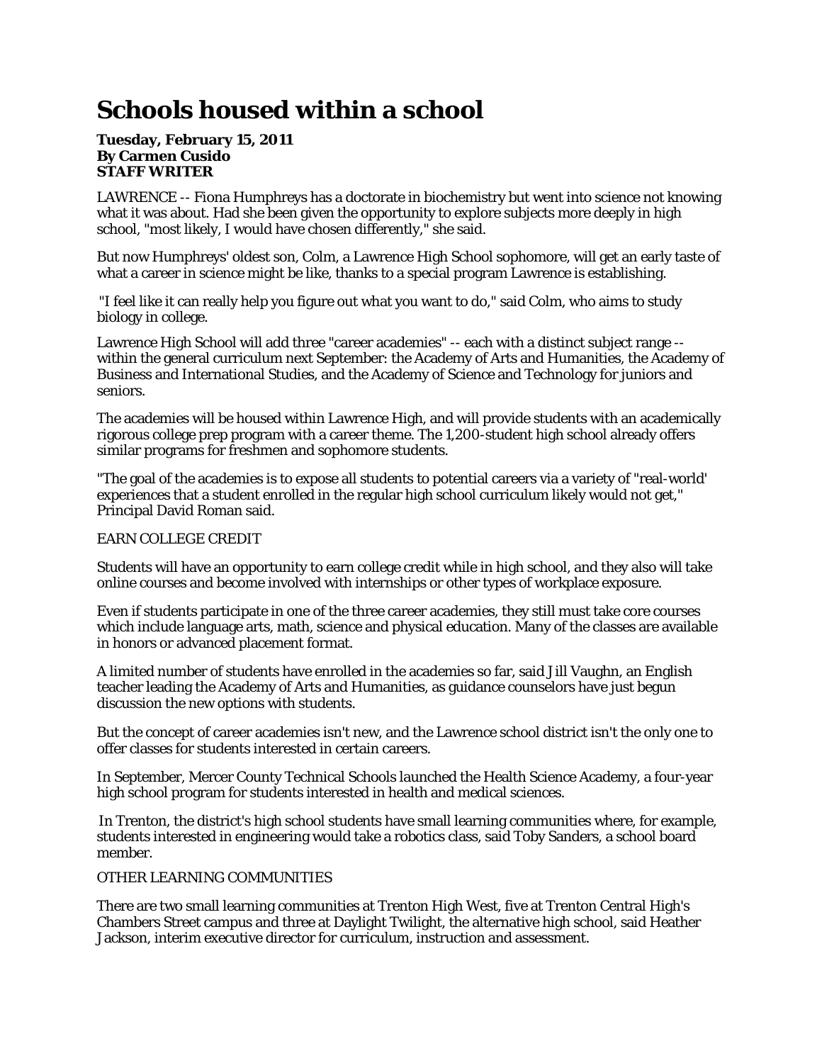# Schools housed within a school

**Tuesday, February 15, 2011**
**By Carmen Cusido**
**STAFF WRITER**

LAWRENCE -- Fiona Humphreys has a doctorate in biochemistry but went into science not knowing what it was about. Had she been given the opportunity to explore subjects more deeply in high school, "most likely, I would have chosen differently," she said.

But now Humphreys' oldest son, Colm, a Lawrence High School sophomore, will get an early taste of what a career in science might be like, thanks to a special program Lawrence is establishing.

"I feel like it can really help you figure out what you want to do," said Colm, who aims to study biology in college.

Lawrence High School will add three "career academies" -- each with a distinct subject range -- within the general curriculum next September: the Academy of Arts and Humanities, the Academy of Business and International Studies, and the Academy of Science and Technology for juniors and seniors.

The academies will be housed within Lawrence High, and will provide students with an academically rigorous college prep program with a career theme. The 1,200-student high school already offers similar programs for freshmen and sophomore students.

"The goal of the academies is to expose all students to potential careers via a variety of "real-world' experiences that a student enrolled in the regular high school curriculum likely would not get," Principal David Roman said.

EARN COLLEGE CREDIT

Students will have an opportunity to earn college credit while in high school, and they also will take online courses and become involved with internships or other types of workplace exposure.

Even if students participate in one of the three career academies, they still must take core courses which include language arts, math, science and physical education. Many of the classes are available in honors or advanced placement format.

A limited number of students have enrolled in the academies so far, said Jill Vaughn, an English teacher leading the Academy of Arts and Humanities, as guidance counselors have just begun discussion the new options with students.

But the concept of career academies isn't new, and the Lawrence school district isn't the only one to offer classes for students interested in certain careers.

In September, Mercer County Technical Schools launched the Health Science Academy, a four-year high school program for students interested in health and medical sciences.

In Trenton, the district's high school students have small learning communities where, for example, students interested in engineering would take a robotics class, said Toby Sanders, a school board member.

OTHER LEARNING COMMUNITIES

There are two small learning communities at Trenton High West, five at Trenton Central High's Chambers Street campus and three at Daylight Twilight, the alternative high school, said Heather Jackson, interim executive director for curriculum, instruction and assessment.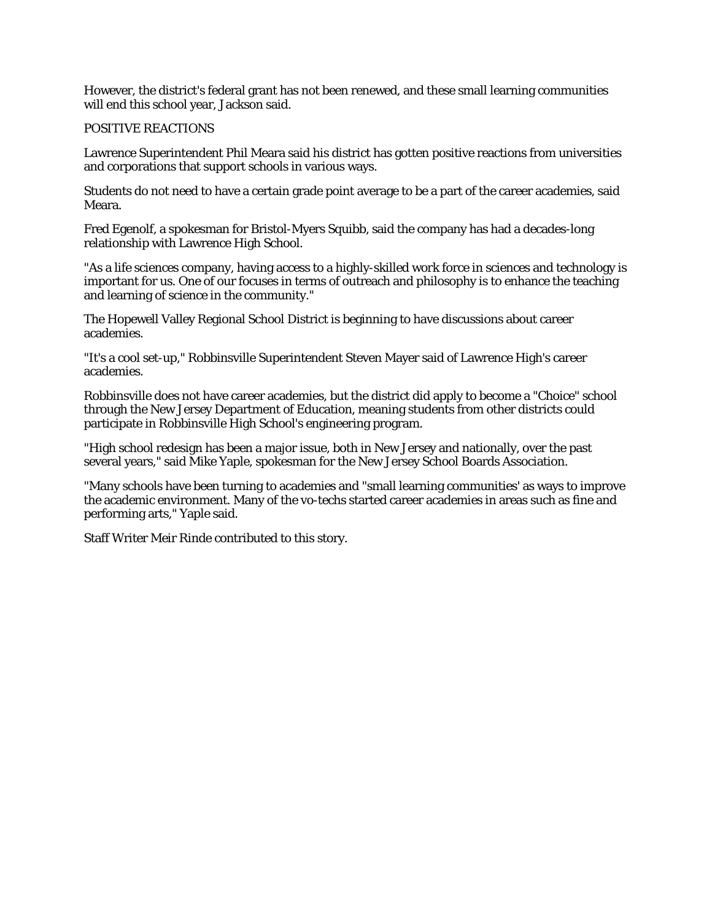However, the district's federal grant has not been renewed, and these small learning communities will end this school year, Jackson said.

POSITIVE REACTIONS

Lawrence Superintendent Phil Meara said his district has gotten positive reactions from universities and corporations that support schools in various ways.

Students do not need to have a certain grade point average to be a part of the career academies, said Meara.

Fred Egenolf, a spokesman for Bristol-Myers Squibb, said the company has had a decades-long relationship with Lawrence High School.

"As a life sciences company, having access to a highly-skilled work force in sciences and technology is important for us. One of our focuses in terms of outreach and philosophy is to enhance the teaching and learning of science in the community."

The Hopewell Valley Regional School District is beginning to have discussions about career academies.

"It's a cool set-up," Robbinsville Superintendent Steven Mayer said of Lawrence High's career academies.

Robbinsville does not have career academies, but the district did apply to become a "Choice" school through the New Jersey Department of Education, meaning students from other districts could participate in Robbinsville High School's engineering program.

"High school redesign has been a major issue, both in New Jersey and nationally, over the past several years," said Mike Yaple, spokesman for the New Jersey School Boards Association.

"Many schools have been turning to academies and "small learning communities' as ways to improve the academic environment. Many of the vo-techs started career academies in areas such as fine and performing arts," Yaple said.

Staff Writer Meir Rinde contributed to this story.